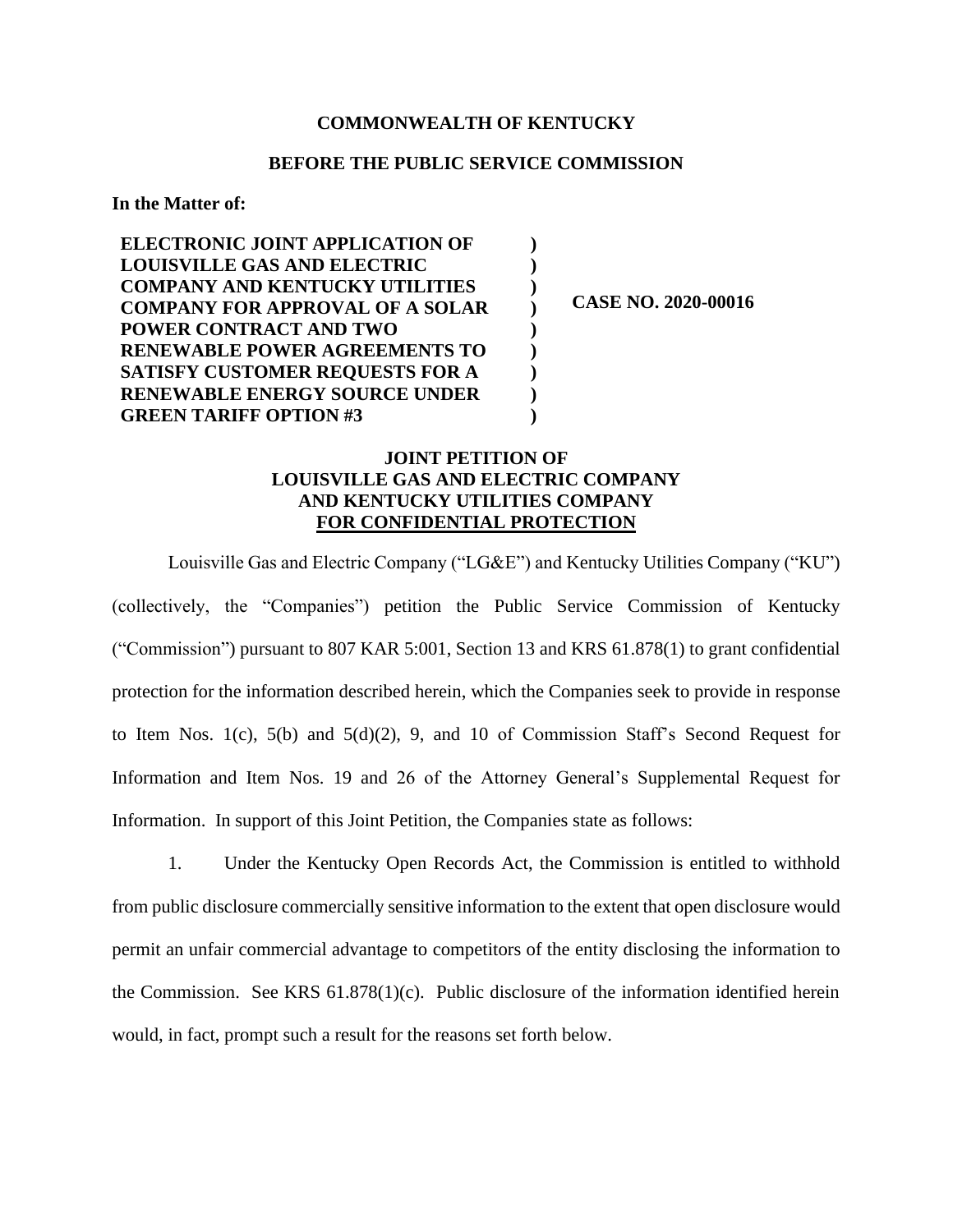**COMMONWEALTH OF KENTUCKY**

**BEFORE THE PUBLIC SERVICE COMMISSION**

**In the Matter of:**

| | | |
|---|---|---|
| **ELECTRONIC JOINT APPLICATION OF LOUISVILLE GAS AND ELECTRIC COMPANY AND KENTUCKY UTILITIES COMPANY FOR APPROVAL OF A SOLAR POWER CONTRACT AND TWO RENEWABLE POWER AGREEMENTS TO SATISFY CUSTOMER REQUESTS FOR A RENEWABLE ENERGY SOURCE UNDER GREEN TARIFF OPTION #3** | **)**<br>**)**<br>**)**<br>**)**<br>**)**<br>**)**<br>**)**<br>**)**<br>**)** | **CASE NO. 2020-00016** |

**JOINT PETITION OF**
**LOUISVILLE GAS AND ELECTRIC COMPANY**
**AND KENTUCKY UTILITIES COMPANY**
**<u>FOR CONFIDENTIAL PROTECTION</u>**

Louisville Gas and Electric Company ("LG&E") and Kentucky Utilities Company ("KU") (collectively, the "Companies") petition the Public Service Commission of Kentucky ("Commission") pursuant to 807 KAR 5:001, Section 13 and KRS 61.878(1) to grant confidential protection for the information described herein, which the Companies seek to provide in response to Item Nos. 1(c), 5(b) and 5(d)(2), 9, and 10 of Commission Staff's Second Request for Information and Item Nos. 19 and 26 of the Attorney General's Supplemental Request for Information. In support of this Joint Petition, the Companies state as follows:

1. Under the Kentucky Open Records Act, the Commission is entitled to withhold from public disclosure commercially sensitive information to the extent that open disclosure would permit an unfair commercial advantage to competitors of the entity disclosing the information to the Commission. See KRS 61.878(1)(c). Public disclosure of the information identified herein would, in fact, prompt such a result for the reasons set forth below.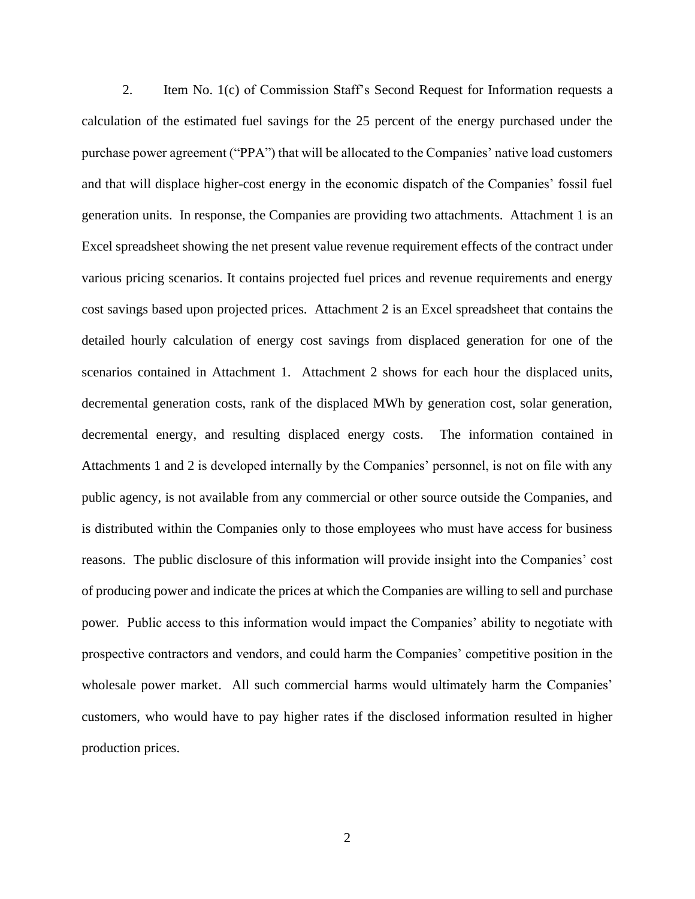2. Item No. 1(c) of Commission Staff's Second Request for Information requests a calculation of the estimated fuel savings for the 25 percent of the energy purchased under the purchase power agreement ("PPA") that will be allocated to the Companies' native load customers and that will displace higher-cost energy in the economic dispatch of the Companies' fossil fuel generation units. In response, the Companies are providing two attachments. Attachment 1 is an Excel spreadsheet showing the net present value revenue requirement effects of the contract under various pricing scenarios. It contains projected fuel prices and revenue requirements and energy cost savings based upon projected prices. Attachment 2 is an Excel spreadsheet that contains the detailed hourly calculation of energy cost savings from displaced generation for one of the scenarios contained in Attachment 1. Attachment 2 shows for each hour the displaced units, decremental generation costs, rank of the displaced MWh by generation cost, solar generation, decremental energy, and resulting displaced energy costs. The information contained in Attachments 1 and 2 is developed internally by the Companies' personnel, is not on file with any public agency, is not available from any commercial or other source outside the Companies, and is distributed within the Companies only to those employees who must have access for business reasons. The public disclosure of this information will provide insight into the Companies' cost of producing power and indicate the prices at which the Companies are willing to sell and purchase power. Public access to this information would impact the Companies' ability to negotiate with prospective contractors and vendors, and could harm the Companies' competitive position in the wholesale power market. All such commercial harms would ultimately harm the Companies' customers, who would have to pay higher rates if the disclosed information resulted in higher production prices.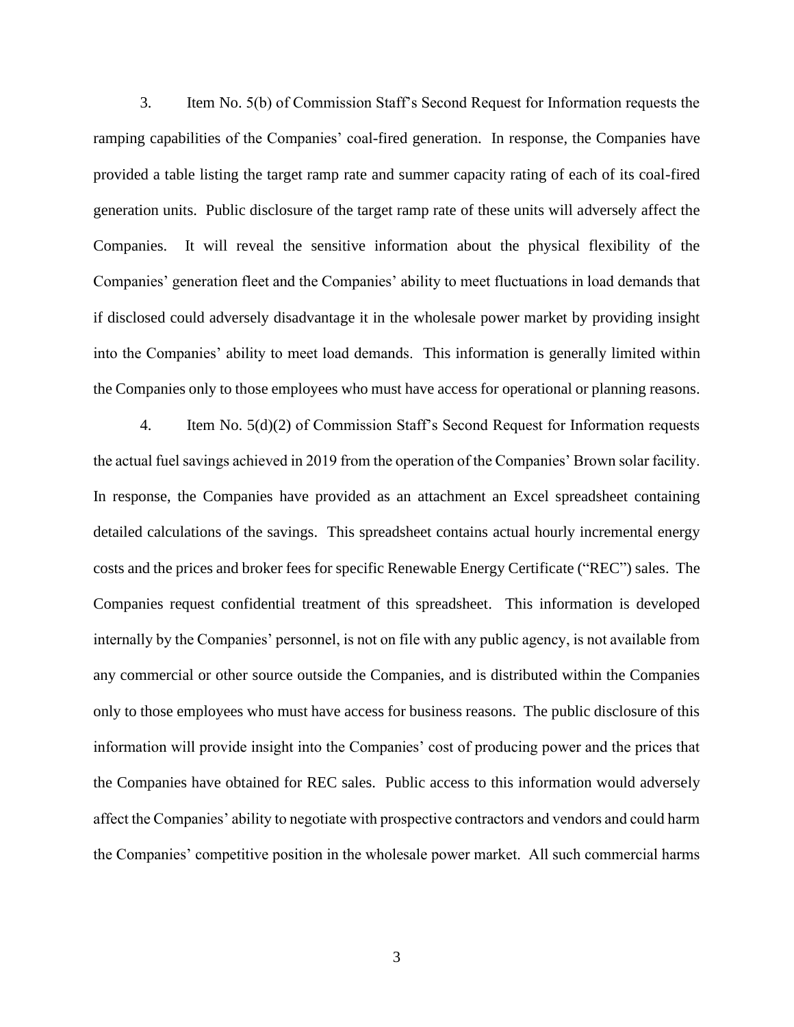3. Item No. 5(b) of Commission Staff's Second Request for Information requests the ramping capabilities of the Companies' coal-fired generation. In response, the Companies have provided a table listing the target ramp rate and summer capacity rating of each of its coal-fired generation units. Public disclosure of the target ramp rate of these units will adversely affect the Companies. It will reveal the sensitive information about the physical flexibility of the Companies' generation fleet and the Companies' ability to meet fluctuations in load demands that if disclosed could adversely disadvantage it in the wholesale power market by providing insight into the Companies' ability to meet load demands. This information is generally limited within the Companies only to those employees who must have access for operational or planning reasons.

4. Item No. 5(d)(2) of Commission Staff's Second Request for Information requests the actual fuel savings achieved in 2019 from the operation of the Companies' Brown solar facility. In response, the Companies have provided as an attachment an Excel spreadsheet containing detailed calculations of the savings. This spreadsheet contains actual hourly incremental energy costs and the prices and broker fees for specific Renewable Energy Certificate ("REC") sales. The Companies request confidential treatment of this spreadsheet. This information is developed internally by the Companies' personnel, is not on file with any public agency, is not available from any commercial or other source outside the Companies, and is distributed within the Companies only to those employees who must have access for business reasons. The public disclosure of this information will provide insight into the Companies' cost of producing power and the prices that the Companies have obtained for REC sales. Public access to this information would adversely affect the Companies' ability to negotiate with prospective contractors and vendors and could harm the Companies' competitive position in the wholesale power market. All such commercial harms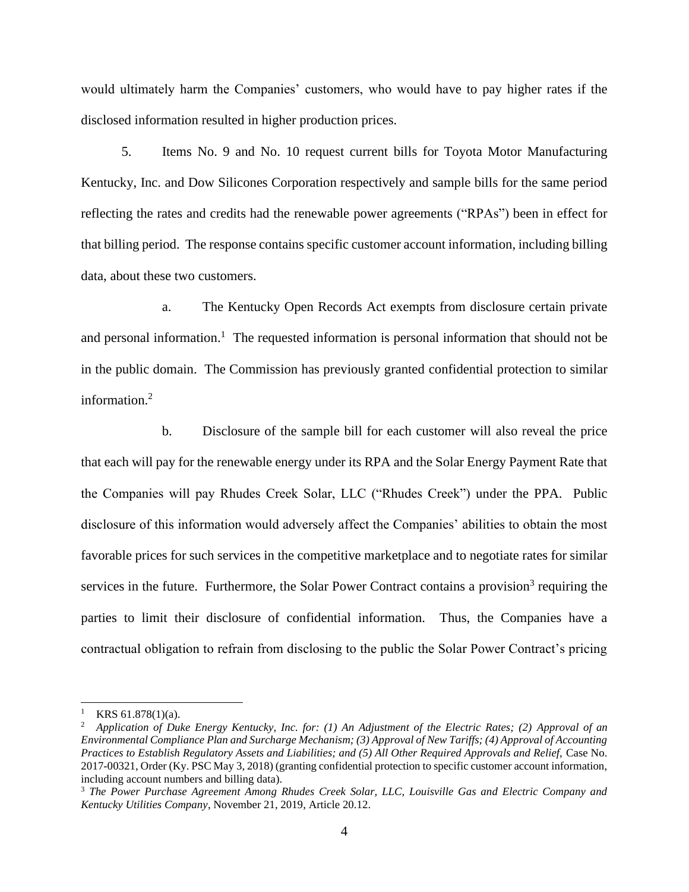would ultimately harm the Companies' customers, who would have to pay higher rates if the disclosed information resulted in higher production prices.

5. Items No. 9 and No. 10 request current bills for Toyota Motor Manufacturing Kentucky, Inc. and Dow Silicones Corporation respectively and sample bills for the same period reflecting the rates and credits had the renewable power agreements ("RPAs") been in effect for that billing period. The response contains specific customer account information, including billing data, about these two customers.

a. The Kentucky Open Records Act exempts from disclosure certain private and personal information.[1] The requested information is personal information that should not be in the public domain. The Commission has previously granted confidential protection to similar information.[2]

b. Disclosure of the sample bill for each customer will also reveal the price that each will pay for the renewable energy under its RPA and the Solar Energy Payment Rate that the Companies will pay Rhudes Creek Solar, LLC ("Rhudes Creek") under the PPA. Public disclosure of this information would adversely affect the Companies' abilities to obtain the most favorable prices for such services in the competitive marketplace and to negotiate rates for similar services in the future. Furthermore, the Solar Power Contract contains a provision[3] requiring the parties to limit their disclosure of confidential information. Thus, the Companies have a contractual obligation to refrain from disclosing to the public the Solar Power Contract's pricing

---

[1] KRS 61.878(1)(a).

[2] *Application of Duke Energy Kentucky, Inc. for: (1) An Adjustment of the Electric Rates; (2) Approval of an Environmental Compliance Plan and Surcharge Mechanism; (3) Approval of New Tariffs; (4) Approval of Accounting Practices to Establish Regulatory Assets and Liabilities; and (5) All Other Required Approvals and Relief,* Case No. 2017-00321, Order (Ky. PSC May 3, 2018) (granting confidential protection to specific customer account information, including account numbers and billing data).

[3] *The Power Purchase Agreement Among Rhudes Creek Solar, LLC, Louisville Gas and Electric Company and Kentucky Utilities Company*, November 21, 2019, Article 20.12.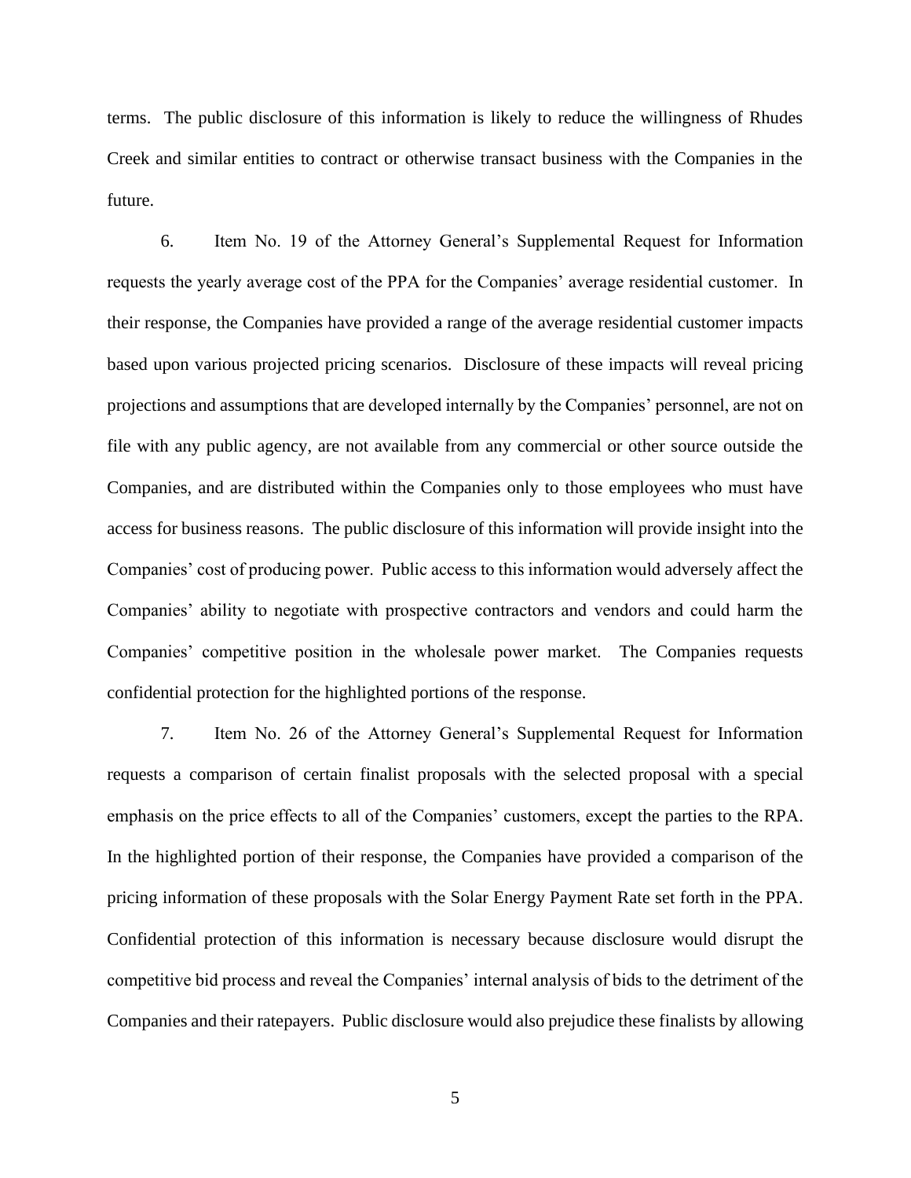terms. The public disclosure of this information is likely to reduce the willingness of Rhudes Creek and similar entities to contract or otherwise transact business with the Companies in the future.

6. Item No. 19 of the Attorney General's Supplemental Request for Information requests the yearly average cost of the PPA for the Companies' average residential customer. In their response, the Companies have provided a range of the average residential customer impacts based upon various projected pricing scenarios. Disclosure of these impacts will reveal pricing projections and assumptions that are developed internally by the Companies' personnel, are not on file with any public agency, are not available from any commercial or other source outside the Companies, and are distributed within the Companies only to those employees who must have access for business reasons. The public disclosure of this information will provide insight into the Companies' cost of producing power. Public access to this information would adversely affect the Companies' ability to negotiate with prospective contractors and vendors and could harm the Companies' competitive position in the wholesale power market. The Companies requests confidential protection for the highlighted portions of the response.

7. Item No. 26 of the Attorney General's Supplemental Request for Information requests a comparison of certain finalist proposals with the selected proposal with a special emphasis on the price effects to all of the Companies' customers, except the parties to the RPA. In the highlighted portion of their response, the Companies have provided a comparison of the pricing information of these proposals with the Solar Energy Payment Rate set forth in the PPA. Confidential protection of this information is necessary because disclosure would disrupt the competitive bid process and reveal the Companies' internal analysis of bids to the detriment of the Companies and their ratepayers. Public disclosure would also prejudice these finalists by allowing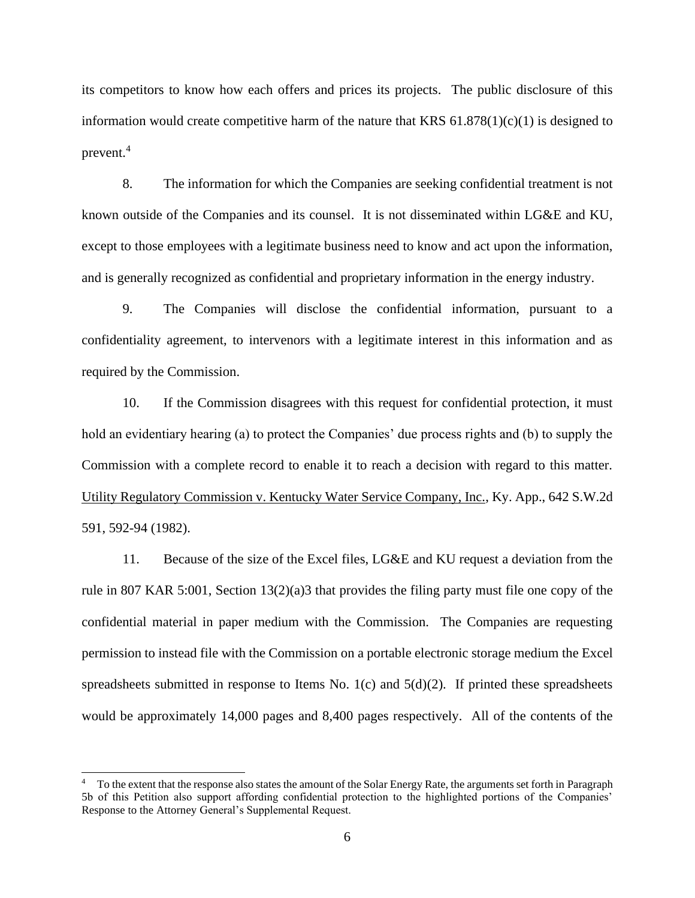its competitors to know how each offers and prices its projects. The public disclosure of this information would create competitive harm of the nature that KRS 61.878(1)(c)(1) is designed to prevent.[4]

8. The information for which the Companies are seeking confidential treatment is not known outside of the Companies and its counsel. It is not disseminated within LG&E and KU, except to those employees with a legitimate business need to know and act upon the information, and is generally recognized as confidential and proprietary information in the energy industry.

9. The Companies will disclose the confidential information, pursuant to a confidentiality agreement, to intervenors with a legitimate interest in this information and as required by the Commission.

10. If the Commission disagrees with this request for confidential protection, it must hold an evidentiary hearing (a) to protect the Companies' due process rights and (b) to supply the Commission with a complete record to enable it to reach a decision with regard to this matter. Utility Regulatory Commission v. Kentucky Water Service Company, Inc., Ky. App., 642 S.W.2d 591, 592-94 (1982).

11. Because of the size of the Excel files, LG&E and KU request a deviation from the rule in 807 KAR 5:001, Section 13(2)(a)3 that provides the filing party must file one copy of the confidential material in paper medium with the Commission. The Companies are requesting permission to instead file with the Commission on a portable electronic storage medium the Excel spreadsheets submitted in response to Items No. 1(c) and 5(d)(2). If printed these spreadsheets would be approximately 14,000 pages and 8,400 pages respectively. All of the contents of the

[4] To the extent that the response also states the amount of the Solar Energy Rate, the arguments set forth in Paragraph 5b of this Petition also support affording confidential protection to the highlighted portions of the Companies' Response to the Attorney General's Supplemental Request.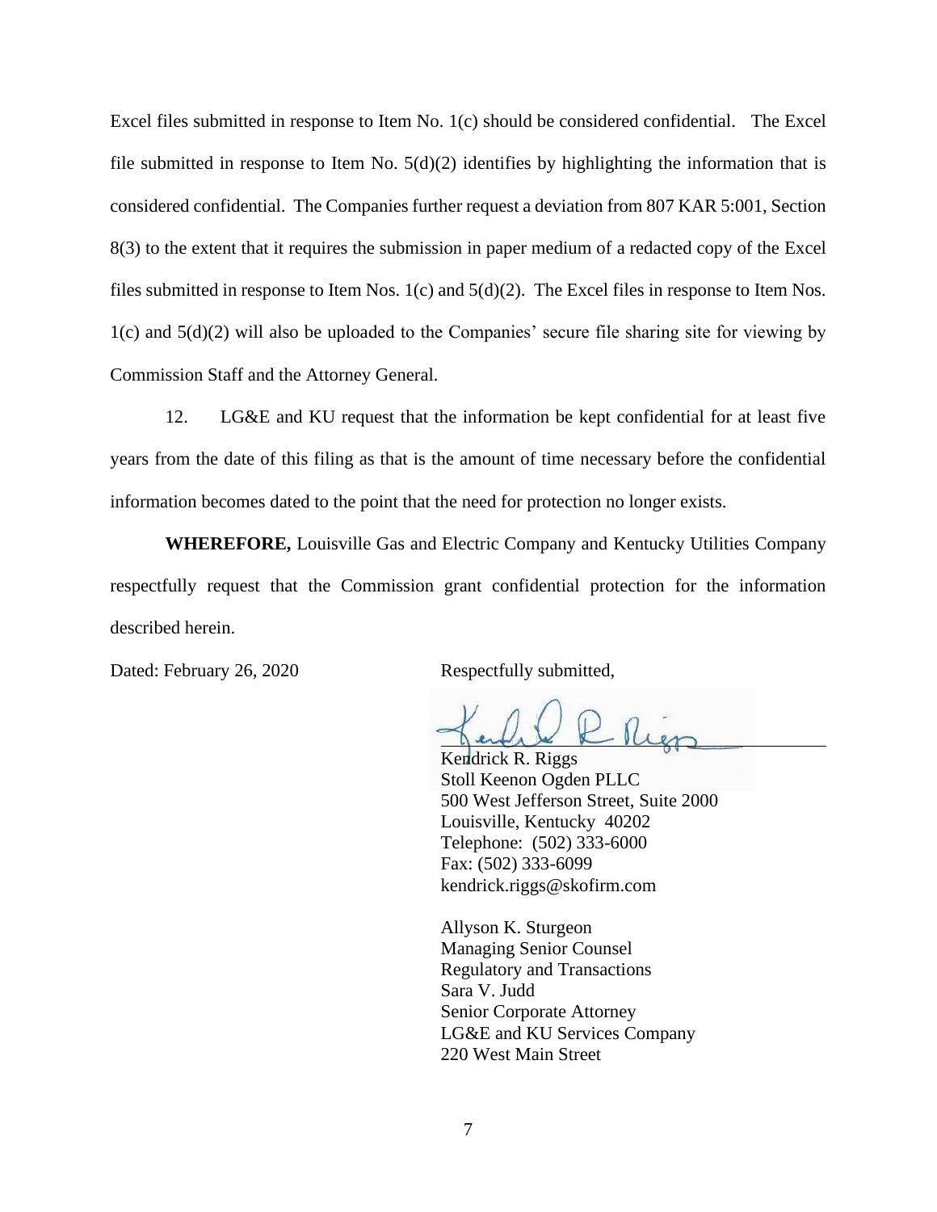Excel files submitted in response to Item No. 1(c) should be considered confidential. The Excel file submitted in response to Item No. 5(d)(2) identifies by highlighting the information that is considered confidential. The Companies further request a deviation from 807 KAR 5:001, Section 8(3) to the extent that it requires the submission in paper medium of a redacted copy of the Excel files submitted in response to Item Nos. 1(c) and 5(d)(2). The Excel files in response to Item Nos. 1(c) and 5(d)(2) will also be uploaded to the Companies' secure file sharing site for viewing by Commission Staff and the Attorney General.

12. LG&E and KU request that the information be kept confidential for at least five years from the date of this filing as that is the amount of time necessary before the confidential information becomes dated to the point that the need for protection no longer exists.

**WHEREFORE,** Louisville Gas and Electric Company and Kentucky Utilities Company respectfully request that the Commission grant confidential protection for the information described herein.

Dated: February 26, 2020

Respectfully submitted,

Kendrick R. Riggs
Stoll Keenon Ogden PLLC
500 West Jefferson Street, Suite 2000
Louisville, Kentucky 40202
Telephone: (502) 333-6000
Fax: (502) 333-6099
kendrick.riggs@skofirm.com

Allyson K. Sturgeon
Managing Senior Counsel
Regulatory and Transactions
Sara V. Judd
Senior Corporate Attorney
LG&E and KU Services Company
220 West Main Street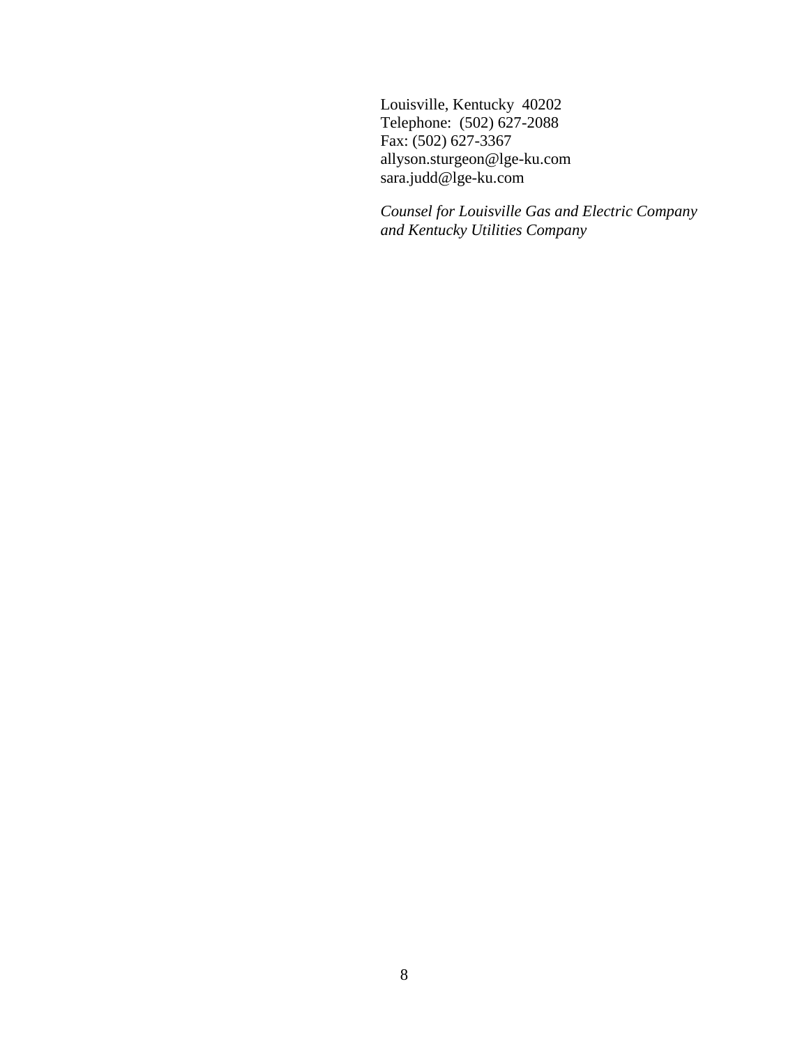Louisville, Kentucky 40202
Telephone: (502) 627-2088
Fax: (502) 627-3367
allyson.sturgeon@lge-ku.com
sara.judd@lge-ku.com

*Counsel for Louisville Gas and Electric Company and Kentucky Utilities Company*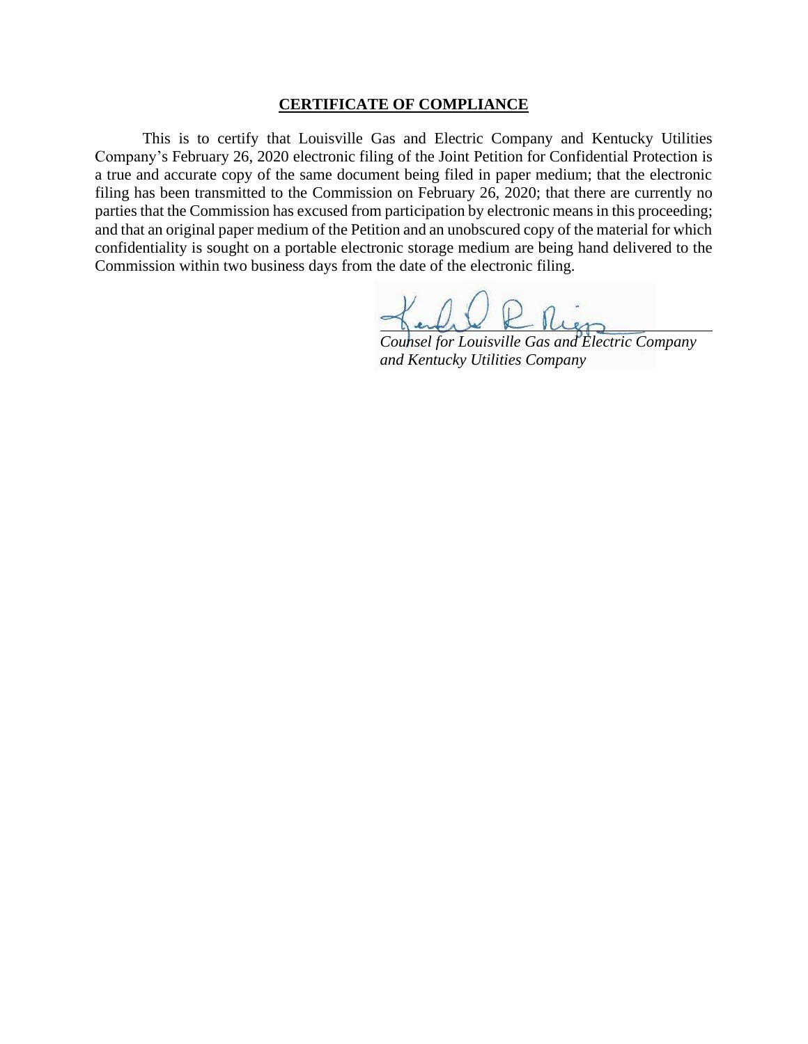**CERTIFICATE OF COMPLIANCE**

This is to certify that Louisville Gas and Electric Company and Kentucky Utilities Company's February 26, 2020 electronic filing of the Joint Petition for Confidential Protection is a true and accurate copy of the same document being filed in paper medium; that the electronic filing has been transmitted to the Commission on February 26, 2020; that there are currently no parties that the Commission has excused from participation by electronic means in this proceeding; and that an original paper medium of the Petition and an unobscured copy of the material for which confidentiality is sought on a portable electronic storage medium are being hand delivered to the Commission within two business days from the date of the electronic filing.

_______________________________

*Counsel for Louisville Gas and Electric Company and Kentucky Utilities Company*